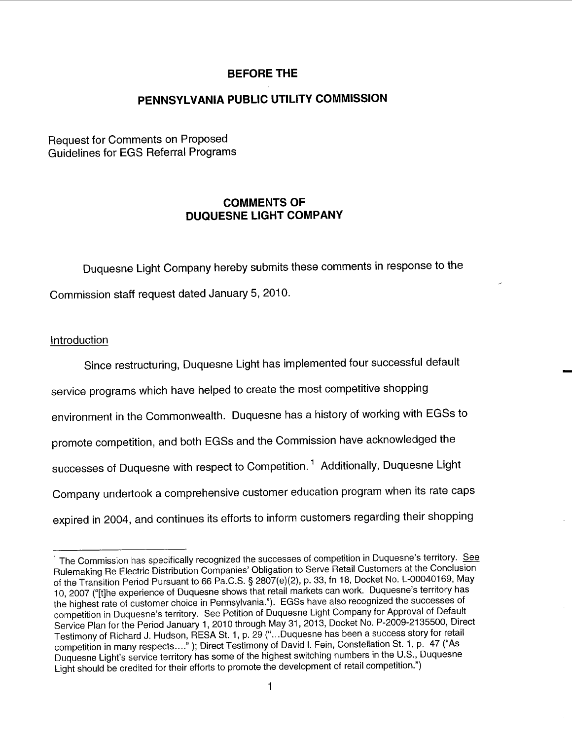**BEFORE THE**

**PENNSYLVANIA PUBLIC UTILITY COMMISSION**

Request for Comments on Proposed
Guidelines for EGS Referral Programs

**COMMENTS OF**
**DUQUESNE LIGHT COMPANY**

Duquesne Light Company hereby submits these comments in response to the Commission staff request dated January 5, 2010.

Introduction

Since restructuring, Duquesne Light has implemented four successful default service programs which have helped to create the most competitive shopping environment in the Commonwealth. Duquesne has a history of working with EGSs to promote competition, and both EGSs and the Commission have acknowledged the successes of Duquesne with respect to Competition. [1] Additionally, Duquesne Light Company undertook a comprehensive customer education program when its rate caps expired in 2004, and continues its efforts to inform customers regarding their shopping

---

[1] The Commission has specifically recognized the successes of competition in Duquesne's territory. See Rulemaking Re Electric Distribution Companies' Obligation to Serve Retail Customers at the Conclusion of the Transition Period Pursuant to 66 Pa.C.S. § 2807(e)(2), p. 33, fn 18, Docket No. L-00040169, May 10, 2007 ("[t]he experience of Duquesne shows that retail markets can work. Duquesne's territory has the highest rate of customer choice in Pennsylvania."). EGSs have also recognized the successes of competition in Duquesne's territory. See Petition of Duquesne Light Company for Approval of Default Service Plan for the Period January 1, 2010 through May 31, 2013, Docket No. P-2009-2135500, Direct Testimony of Richard J. Hudson, RESA St. 1, p. 29 ("...Duquesne has been a success story for retail competition in many respects...." ); Direct Testimony of David I. Fein, Constellation St. 1, p. 47 ("As Duquesne Light's service territory has some of the highest switching numbers in the U.S., Duquesne Light should be credited for their efforts to promote the development of retail competition.")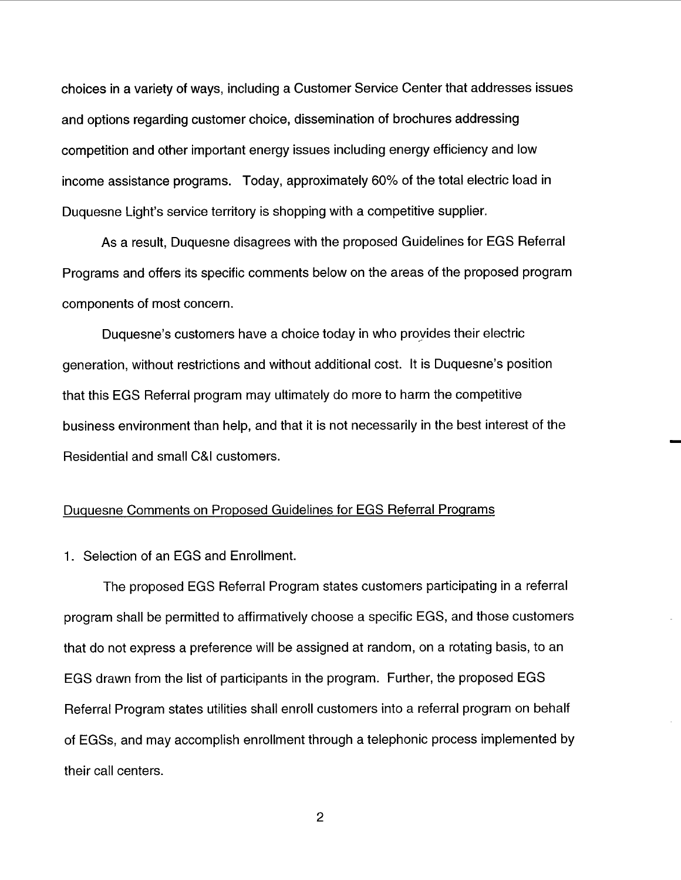choices in a variety of ways, including a Customer Service Center that addresses issues and options regarding customer choice, dissemination of brochures addressing competition and other important energy issues including energy efficiency and low income assistance programs. Today, approximately 60% of the total electric load in Duquesne Light's service territory is shopping with a competitive supplier.

As a result, Duquesne disagrees with the proposed Guidelines for EGS Referral Programs and offers its specific comments below on the areas of the proposed program components of most concern.

Duquesne's customers have a choice today in who provides their electric generation, without restrictions and without additional cost. It is Duquesne's position that this EGS Referral program may ultimately do more to harm the competitive business environment than help, and that it is not necessarily in the best interest of the Residential and small C&I customers.

<u>Duquesne Comments on Proposed Guidelines for EGS Referral Programs</u>

1. Selection of an EGS and Enrollment.

The proposed EGS Referral Program states customers participating in a referral program shall be permitted to affirmatively choose a specific EGS, and those customers that do not express a preference will be assigned at random, on a rotating basis, to an EGS drawn from the list of participants in the program. Further, the proposed EGS Referral Program states utilities shall enroll customers into a referral program on behalf of EGSs, and may accomplish enrollment through a telephonic process implemented by their call centers.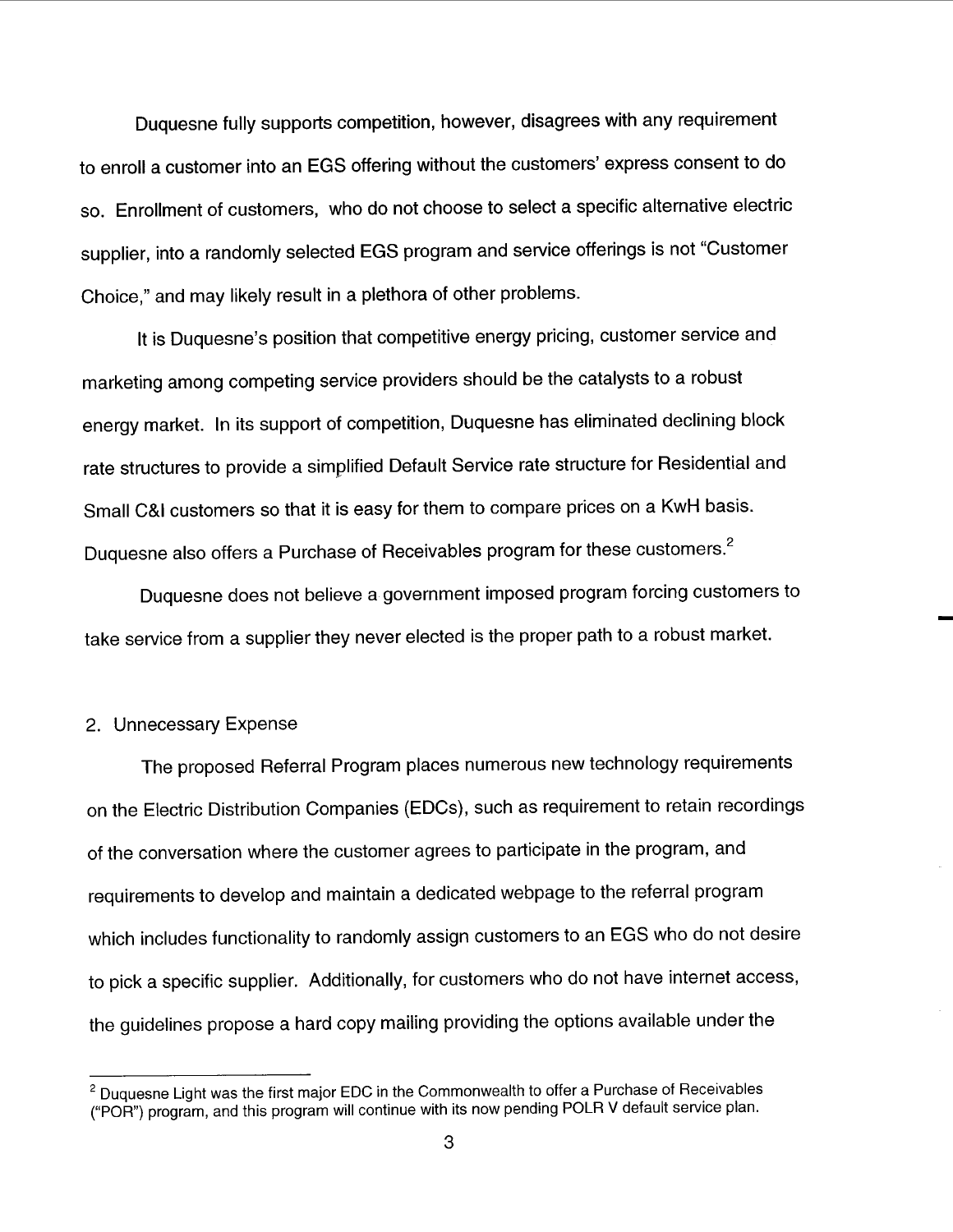Duquesne fully supports competition, however, disagrees with any requirement to enroll a customer into an EGS offering without the customers' express consent to do so. Enrollment of customers, who do not choose to select a specific alternative electric supplier, into a randomly selected EGS program and service offerings is not "Customer Choice," and may likely result in a plethora of other problems.

It is Duquesne's position that competitive energy pricing, customer service and marketing among competing service providers should be the catalysts to a robust energy market. In its support of competition, Duquesne has eliminated declining block rate structures to provide a simplified Default Service rate structure for Residential and Small C&I customers so that it is easy for them to compare prices on a KwH basis. Duquesne also offers a Purchase of Receivables program for these customers.[2]

Duquesne does not believe a government imposed program forcing customers to take service from a supplier they never elected is the proper path to a robust market.

2. Unnecessary Expense

The proposed Referral Program places numerous new technology requirements on the Electric Distribution Companies (EDCs), such as requirement to retain recordings of the conversation where the customer agrees to participate in the program, and requirements to develop and maintain a dedicated webpage to the referral program which includes functionality to randomly assign customers to an EGS who do not desire to pick a specific supplier. Additionally, for customers who do not have internet access, the guidelines propose a hard copy mailing providing the options available under the

---

[2] Duquesne Light was the first major EDC in the Commonwealth to offer a Purchase of Receivables ("POR") program, and this program will continue with its now pending POLR V default service plan.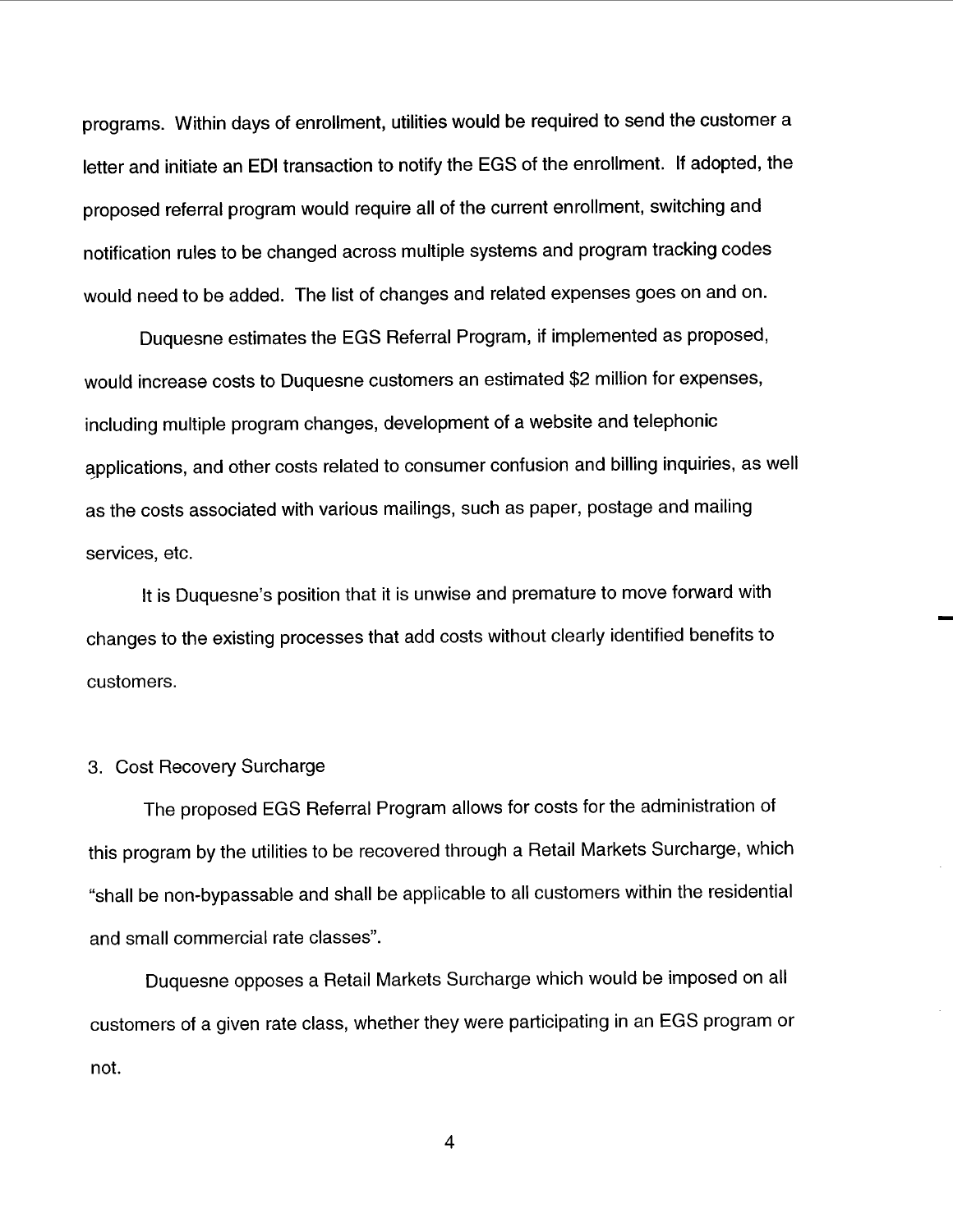programs. Within days of enrollment, utilities would be required to send the customer a letter and initiate an EDI transaction to notify the EGS of the enrollment. If adopted, the proposed referral program would require all of the current enrollment, switching and notification rules to be changed across multiple systems and program tracking codes would need to be added. The list of changes and related expenses goes on and on.

Duquesne estimates the EGS Referral Program, if implemented as proposed, would increase costs to Duquesne customers an estimated $2 million for expenses, including multiple program changes, development of a website and telephonic applications, and other costs related to consumer confusion and billing inquiries, as well as the costs associated with various mailings, such as paper, postage and mailing services, etc.

It is Duquesne's position that it is unwise and premature to move forward with changes to the existing processes that add costs without clearly identified benefits to customers.

3. Cost Recovery Surcharge

The proposed EGS Referral Program allows for costs for the administration of this program by the utilities to be recovered through a Retail Markets Surcharge, which "shall be non-bypassable and shall be applicable to all customers within the residential and small commercial rate classes".

Duquesne opposes a Retail Markets Surcharge which would be imposed on all customers of a given rate class, whether they were participating in an EGS program or not.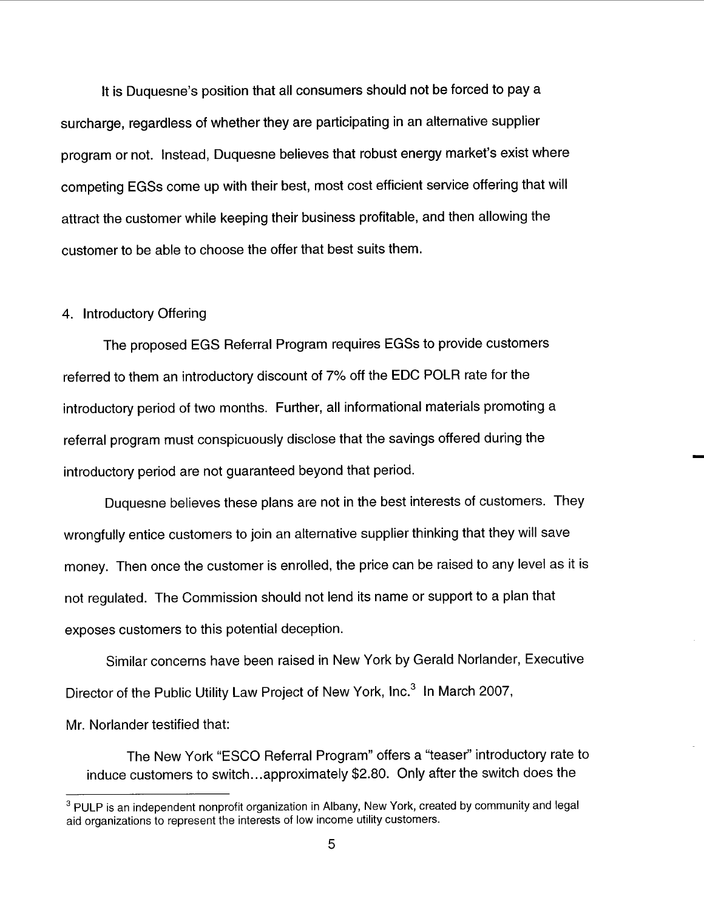It is Duquesne's position that all consumers should not be forced to pay a surcharge, regardless of whether they are participating in an alternative supplier program or not. Instead, Duquesne believes that robust energy market's exist where competing EGSs come up with their best, most cost efficient service offering that will attract the customer while keeping their business profitable, and then allowing the customer to be able to choose the offer that best suits them.

4. Introductory Offering

The proposed EGS Referral Program requires EGSs to provide customers referred to them an introductory discount of 7% off the EDC POLR rate for the introductory period of two months. Further, all informational materials promoting a referral program must conspicuously disclose that the savings offered during the introductory period are not guaranteed beyond that period.

Duquesne believes these plans are not in the best interests of customers. They wrongfully entice customers to join an alternative supplier thinking that they will save money. Then once the customer is enrolled, the price can be raised to any level as it is not regulated. The Commission should not lend its name or support to a plan that exposes customers to this potential deception.

Similar concerns have been raised in New York by Gerald Norlander, Executive Director of the Public Utility Law Project of New York, Inc.[3] In March 2007, Mr. Norlander testified that:

> The New York "ESCO Referral Program" offers a "teaser" introductory rate to induce customers to switch…approximately $2.80. Only after the switch does the

---

[3] PULP is an independent nonprofit organization in Albany, New York, created by community and legal aid organizations to represent the interests of low income utility customers.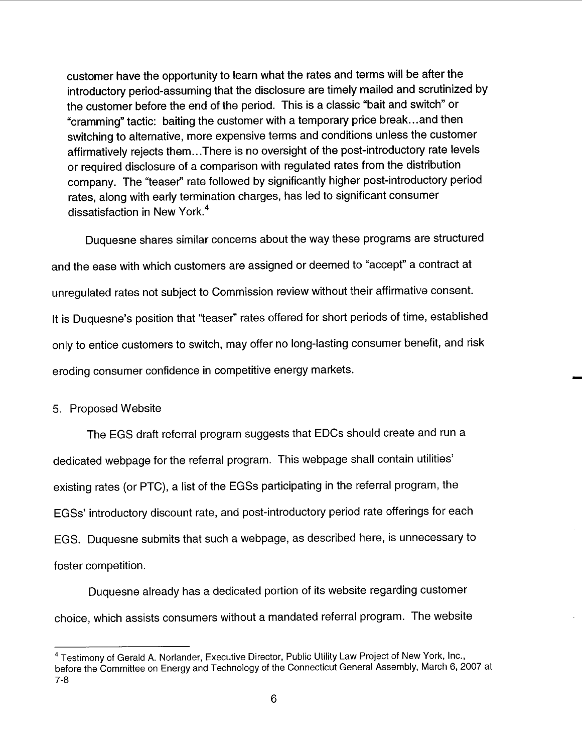customer have the opportunity to learn what the rates and terms will be after the introductory period-assuming that the disclosure are timely mailed and scrutinized by the customer before the end of the period. This is a classic "bait and switch" or "cramming" tactic: baiting the customer with a temporary price break...and then switching to alternative, more expensive terms and conditions unless the customer affirmatively rejects them...There is no oversight of the post-introductory rate levels or required disclosure of a comparison with regulated rates from the distribution company. The "teaser" rate followed by significantly higher post-introductory period rates, along with early termination charges, has led to significant consumer dissatisfaction in New York.[4]

Duquesne shares similar concerns about the way these programs are structured and the ease with which customers are assigned or deemed to "accept" a contract at unregulated rates not subject to Commission review without their affirmative consent. It is Duquesne's position that "teaser" rates offered for short periods of time, established only to entice customers to switch, may offer no long-lasting consumer benefit, and risk eroding consumer confidence in competitive energy markets.

5. Proposed Website

The EGS draft referral program suggests that EDCs should create and run a dedicated webpage for the referral program. This webpage shall contain utilities' existing rates (or PTC), a list of the EGSs participating in the referral program, the EGSs' introductory discount rate, and post-introductory period rate offerings for each EGS. Duquesne submits that such a webpage, as described here, is unnecessary to foster competition.

Duquesne already has a dedicated portion of its website regarding customer choice, which assists consumers without a mandated referral program. The website

[4] Testimony of Gerald A. Norlander, Executive Director, Public Utility Law Project of New York, Inc., before the Committee on Energy and Technology of the Connecticut General Assembly, March 6, 2007 at 7-8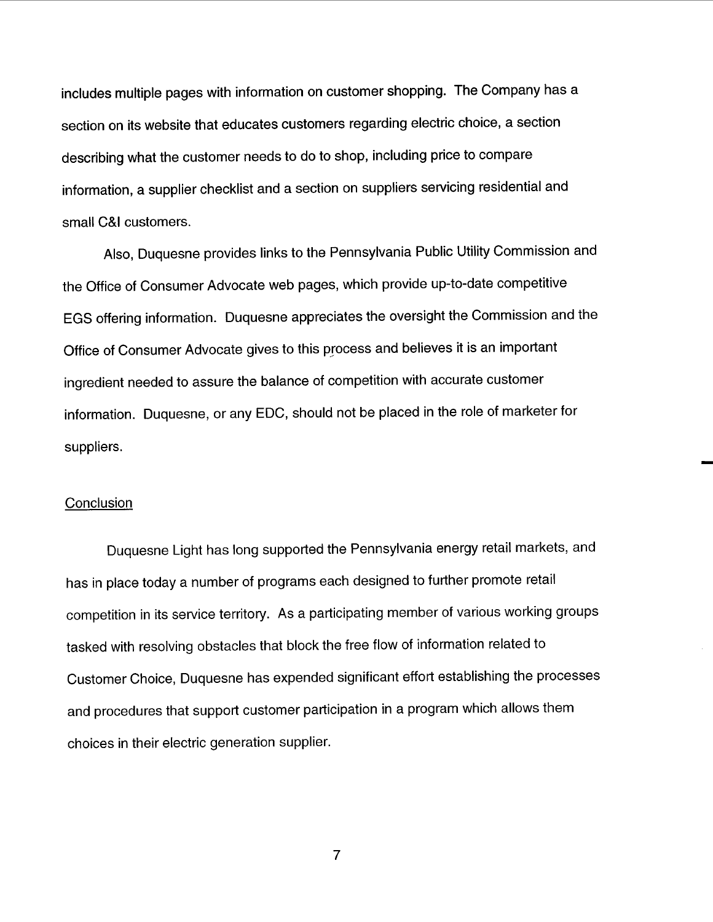includes multiple pages with information on customer shopping. The Company has a section on its website that educates customers regarding electric choice, a section describing what the customer needs to do to shop, including price to compare information, a supplier checklist and a section on suppliers servicing residential and small C&I customers.

Also, Duquesne provides links to the Pennsylvania Public Utility Commission and the Office of Consumer Advocate web pages, which provide up-to-date competitive EGS offering information. Duquesne appreciates the oversight the Commission and the Office of Consumer Advocate gives to this process and believes it is an important ingredient needed to assure the balance of competition with accurate customer information. Duquesne, or any EDC, should not be placed in the role of marketer for suppliers.

## Conclusion

Duquesne Light has long supported the Pennsylvania energy retail markets, and has in place today a number of programs each designed to further promote retail competition in its service territory. As a participating member of various working groups tasked with resolving obstacles that block the free flow of information related to Customer Choice, Duquesne has expended significant effort establishing the processes and procedures that support customer participation in a program which allows them choices in their electric generation supplier.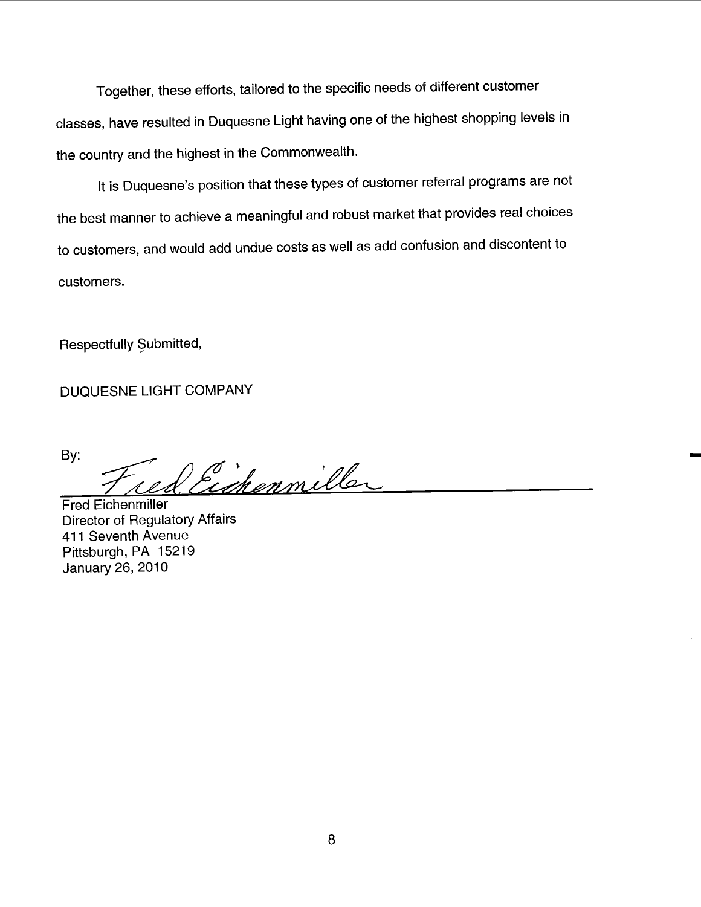Together, these efforts, tailored to the specific needs of different customer classes, have resulted in Duquesne Light having one of the highest shopping levels in the country and the highest in the Commonwealth.

It is Duquesne's position that these types of customer referral programs are not the best manner to achieve a meaningful and robust market that provides real choices to customers, and would add undue costs as well as add confusion and discontent to customers.

Respectfully Submitted,

DUQUESNE LIGHT COMPANY

By: Fred Eichenmiller

Fred Eichenmiller
Director of Regulatory Affairs
411 Seventh Avenue
Pittsburgh, PA 15219
January 26, 2010